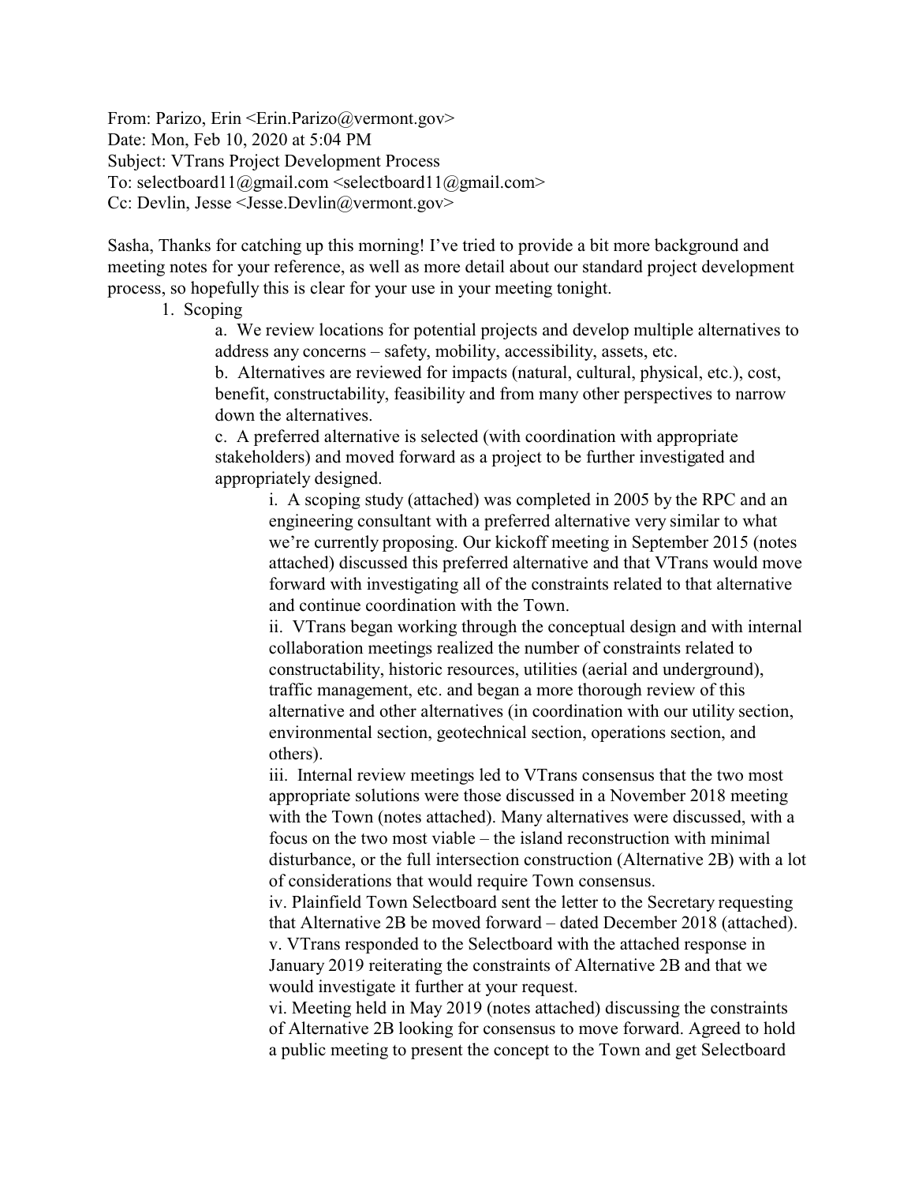From: Parizo, Erin <Erin.Parizo@vermont.gov>
Date: Mon, Feb 10, 2020 at 5:04 PM
Subject: VTrans Project Development Process
To: selectboard11@gmail.com <selectboard11@gmail.com>
Cc: Devlin, Jesse <Jesse.Devlin@vermont.gov>

Sasha, Thanks for catching up this morning! I've tried to provide a bit more background and meeting notes for your reference, as well as more detail about our standard project development process, so hopefully this is clear for your use in your meeting tonight.

1. Scoping
   a. We review locations for potential projects and develop multiple alternatives to address any concerns – safety, mobility, accessibility, assets, etc.
   b. Alternatives are reviewed for impacts (natural, cultural, physical, etc.), cost, benefit, constructability, feasibility and from many other perspectives to narrow down the alternatives.
   c. A preferred alternative is selected (with coordination with appropriate stakeholders) and moved forward as a project to be further investigated and appropriately designed.
      i. A scoping study (attached) was completed in 2005 by the RPC and an engineering consultant with a preferred alternative very similar to what we're currently proposing. Our kickoff meeting in September 2015 (notes attached) discussed this preferred alternative and that VTrans would move forward with investigating all of the constraints related to that alternative and continue coordination with the Town.
      ii. VTrans began working through the conceptual design and with internal collaboration meetings realized the number of constraints related to constructability, historic resources, utilities (aerial and underground), traffic management, etc. and began a more thorough review of this alternative and other alternatives (in coordination with our utility section, environmental section, geotechnical section, operations section, and others).
      iii. Internal review meetings led to VTrans consensus that the two most appropriate solutions were those discussed in a November 2018 meeting with the Town (notes attached). Many alternatives were discussed, with a focus on the two most viable – the island reconstruction with minimal disturbance, or the full intersection construction (Alternative 2B) with a lot of considerations that would require Town consensus.
      iv. Plainfield Town Selectboard sent the letter to the Secretary requesting that Alternative 2B be moved forward – dated December 2018 (attached).
      v. VTrans responded to the Selectboard with the attached response in January 2019 reiterating the constraints of Alternative 2B and that we would investigate it further at your request.
      vi. Meeting held in May 2019 (notes attached) discussing the constraints of Alternative 2B looking for consensus to move forward. Agreed to hold a public meeting to present the concept to the Town and get Selectboard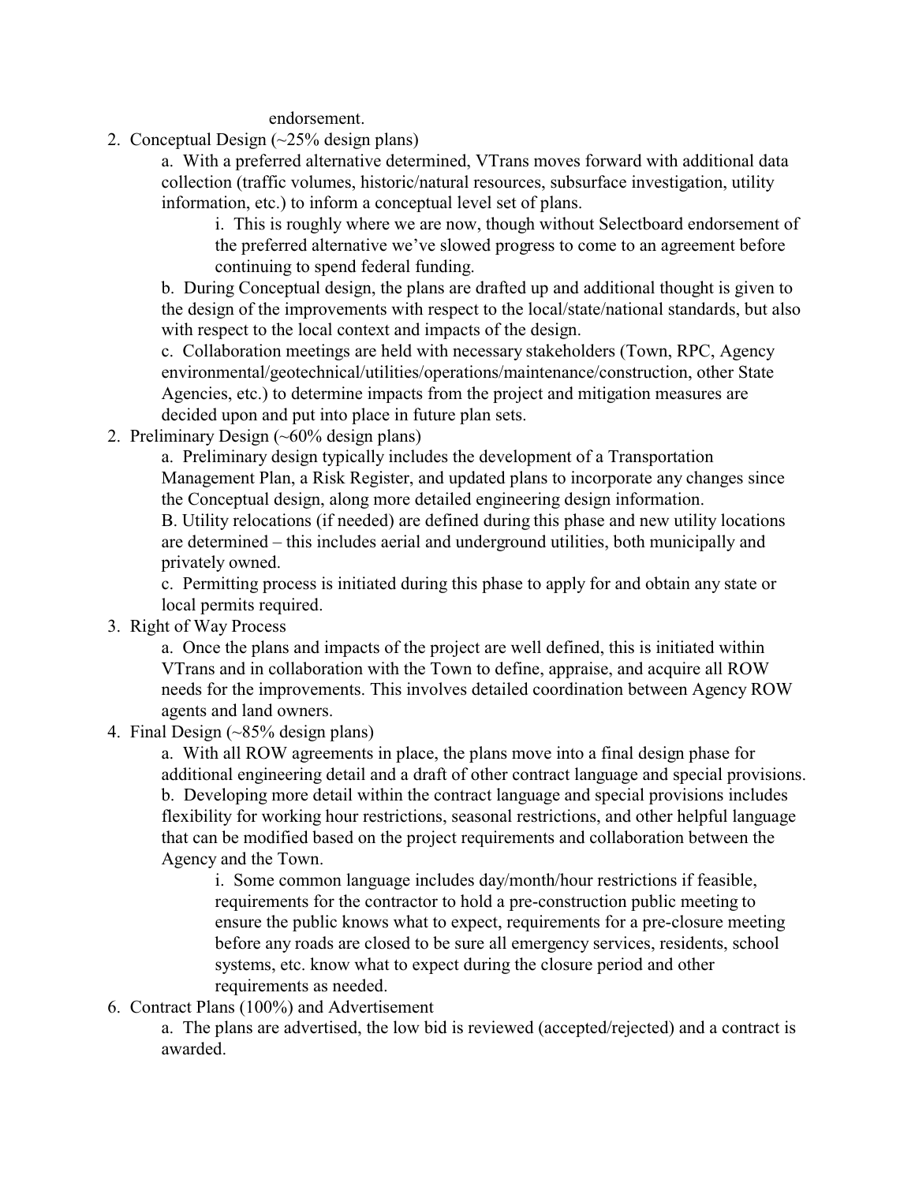endorsement.

2. Conceptual Design (~25% design plans)
    a. With a preferred alternative determined, VTrans moves forward with additional data collection (traffic volumes, historic/natural resources, subsurface investigation, utility information, etc.) to inform a conceptual level set of plans.
        i. This is roughly where we are now, though without Selectboard endorsement of the preferred alternative we've slowed progress to come to an agreement before continuing to spend federal funding.

    b. During Conceptual design, the plans are drafted up and additional thought is given to the design of the improvements with respect to the local/state/national standards, but also with respect to the local context and impacts of the design.

    c. Collaboration meetings are held with necessary stakeholders (Town, RPC, Agency environmental/geotechnical/utilities/operations/maintenance/construction, other State Agencies, etc.) to determine impacts from the project and mitigation measures are decided upon and put into place in future plan sets.

2. Preliminary Design (~60% design plans)
    a. Preliminary design typically includes the development of a Transportation Management Plan, a Risk Register, and updated plans to incorporate any changes since the Conceptual design, along more detailed engineering design information.

    B. Utility relocations (if needed) are defined during this phase and new utility locations are determined – this includes aerial and underground utilities, both municipally and privately owned.

    c. Permitting process is initiated during this phase to apply for and obtain any state or local permits required.

3. Right of Way Process
    a. Once the plans and impacts of the project are well defined, this is initiated within VTrans and in collaboration with the Town to define, appraise, and acquire all ROW needs for the improvements. This involves detailed coordination between Agency ROW agents and land owners.

4. Final Design (~85% design plans)
    a. With all ROW agreements in place, the plans move into a final design phase for additional engineering detail and a draft of other contract language and special provisions.

    b. Developing more detail within the contract language and special provisions includes flexibility for working hour restrictions, seasonal restrictions, and other helpful language that can be modified based on the project requirements and collaboration between the Agency and the Town.
        i. Some common language includes day/month/hour restrictions if feasible, requirements for the contractor to hold a pre-construction public meeting to ensure the public knows what to expect, requirements for a pre-closure meeting before any roads are closed to be sure all emergency services, residents, school systems, etc. know what to expect during the closure period and other requirements as needed.

6. Contract Plans (100%) and Advertisement
    a. The plans are advertised, the low bid is reviewed (accepted/rejected) and a contract is awarded.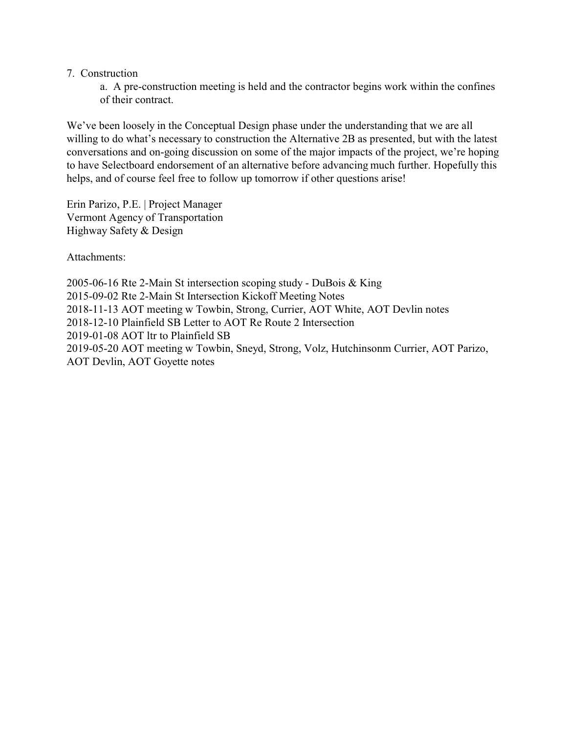7. Construction
    a. A pre-construction meeting is held and the contractor begins work within the confines of their contract.

We've been loosely in the Conceptual Design phase under the understanding that we are all willing to do what's necessary to construction the Alternative 2B as presented, but with the latest conversations and on-going discussion on some of the major impacts of the project, we're hoping to have Selectboard endorsement of an alternative before advancing much further. Hopefully this helps, and of course feel free to follow up tomorrow if other questions arise!

Erin Parizo, P.E. | Project Manager
Vermont Agency of Transportation
Highway Safety & Design

Attachments:

2005-06-16 Rte 2-Main St intersection scoping study - DuBois & King
2015-09-02 Rte 2-Main St Intersection Kickoff Meeting Notes
2018-11-13 AOT meeting w Towbin, Strong, Currier, AOT White, AOT Devlin notes
2018-12-10 Plainfield SB Letter to AOT Re Route 2 Intersection
2019-01-08 AOT ltr to Plainfield SB
2019-05-20 AOT meeting w Towbin, Sneyd, Strong, Volz, Hutchinsonm Currier, AOT Parizo, AOT Devlin, AOT Goyette notes